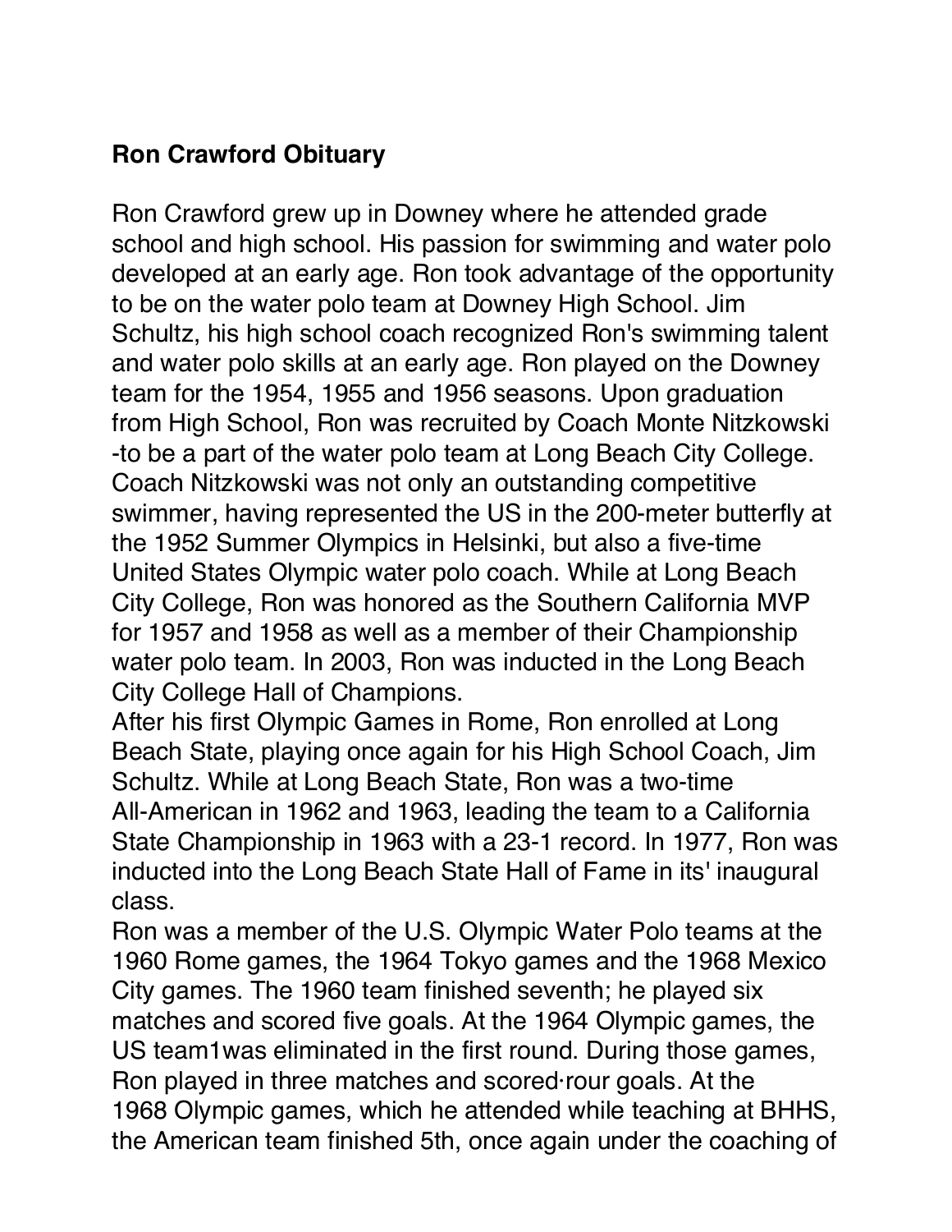**Ron Crawford Obituary**

Ron Crawford grew up in Downey where he attended grade school and high school. His passion for swimming and water polo developed at an early age. Ron took advantage of the opportunity to be on the water polo team at Downey High School. Jim Schultz, his high school coach recognized Ron's swimming talent and water polo skills at an early age. Ron played on the Downey team for the 1954, 1955 and 1956 seasons. Upon graduation from High School, Ron was recruited by Coach Monte Nitzkowski -to be a part of the water polo team at Long Beach City College. Coach Nitzkowski was not only an outstanding competitive swimmer, having represented the US in the 200-meter butterfly at the 1952 Summer Olympics in Helsinki, but also a five-time United States Olympic water polo coach. While at Long Beach City College, Ron was honored as the Southern California MVP for 1957 and 1958 as well as a member of their Championship water polo team. In 2003, Ron was inducted in the Long Beach City College Hall of Champions.

After his first Olympic Games in Rome, Ron enrolled at Long Beach State, playing once again for his High School Coach, Jim Schultz. While at Long Beach State, Ron was a two-time All-American in 1962 and 1963, leading the team to a California State Championship in 1963 with a 23-1 record. In 1977, Ron was inducted into the Long Beach State Hall of Fame in its' inaugural class.

Ron was a member of the U.S. Olympic Water Polo teams at the 1960 Rome games, the 1964 Tokyo games and the 1968 Mexico City games. The 1960 team finished seventh; he played six matches and scored five goals. At the 1964 Olympic games, the US team1was eliminated in the first round. During those games, Ron played in three matches and scored·rour goals. At the 1968 Olympic games, which he attended while teaching at BHHS, the American team finished 5th, once again under the coaching of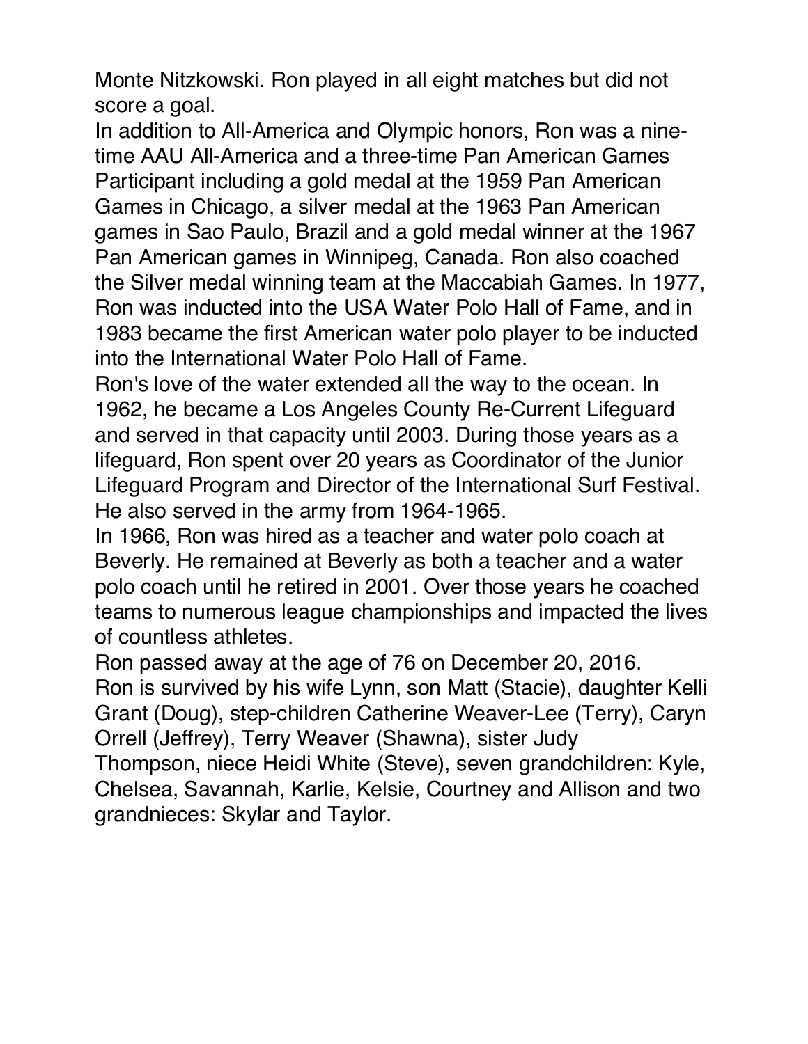Monte Nitzkowski. Ron played in all eight matches but did not score a goal.

In addition to All-America and Olympic honors, Ron was a nine-time AAU All-America and a three-time Pan American Games Participant including a gold medal at the 1959 Pan American Games in Chicago, a silver medal at the 1963 Pan American games in Sao Paulo, Brazil and a gold medal winner at the 1967 Pan American games in Winnipeg, Canada. Ron also coached the Silver medal winning team at the Maccabiah Games. In 1977, Ron was inducted into the USA Water Polo Hall of Fame, and in 1983 became the first American water polo player to be inducted into the International Water Polo Hall of Fame.

Ron's love of the water extended all the way to the ocean. In 1962, he became a Los Angeles County Re-Current Lifeguard and served in that capacity until 2003. During those years as a lifeguard, Ron spent over 20 years as Coordinator of the Junior Lifeguard Program and Director of the International Surf Festival. He also served in the army from 1964-1965.

In 1966, Ron was hired as a teacher and water polo coach at Beverly. He remained at Beverly as both a teacher and a water polo coach until he retired in 2001. Over those years he coached teams to numerous league championships and impacted the lives of countless athletes.

Ron passed away at the age of 76 on December 20, 2016.

Ron is survived by his wife Lynn, son Matt (Stacie), daughter Kelli Grant (Doug), step-children Catherine Weaver-Lee (Terry), Caryn Orrell (Jeffrey), Terry Weaver (Shawna), sister Judy Thompson, niece Heidi White (Steve), seven grandchildren: Kyle, Chelsea, Savannah, Karlie, Kelsie, Courtney and Allison and two grandnieces: Skylar and Taylor.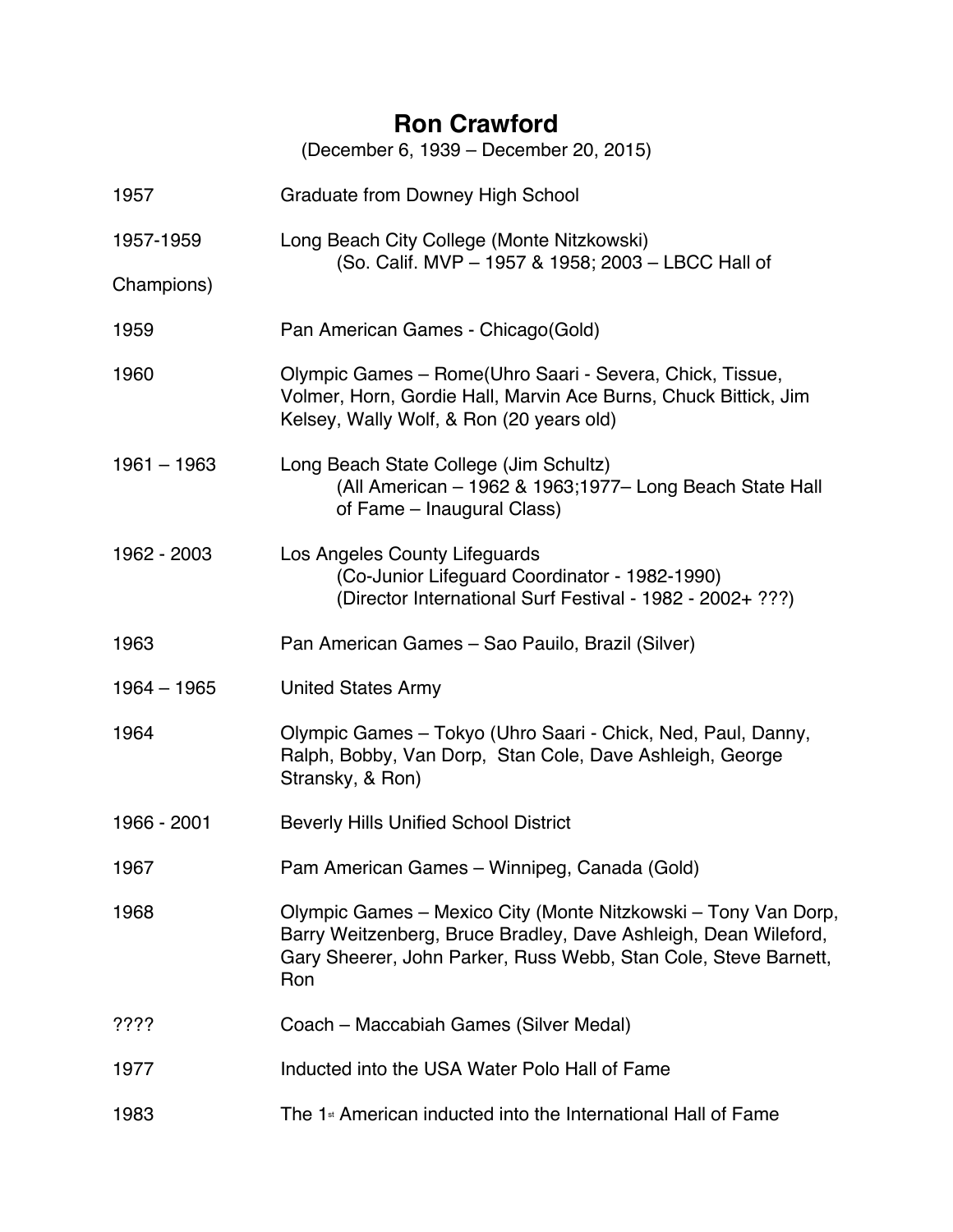# Ron Crawford

(December 6, 1939 – December 20, 2015)

| | |
|---|---|
| 1957 | Graduate from Downey High School |
| 1957-1959 | Long Beach City College (Monte Nitzkowski) (So. Calif. MVP – 1957 & 1958; 2003 – LBCC Hall of Champions) |
| 1959 | Pan American Games - Chicago(Gold) |
| 1960 | Olympic Games – Rome(Uhro Saari - Severa, Chick, Tissue, Volmer, Horn, Gordie Hall, Marvin Ace Burns, Chuck Bittick, Jim Kelsey, Wally Wolf, & Ron (20 years old) |
| 1961 – 1963 | Long Beach State College (Jim Schultz) (All American – 1962 & 1963;1977– Long Beach State Hall of Fame – Inaugural Class) |
| 1962 - 2003 | Los Angeles County Lifeguards (Co-Junior Lifeguard Coordinator - 1982-1990) (Director International Surf Festival - 1982 - 2002+ ???) |
| 1963 | Pan American Games – Sao Pauilo, Brazil (Silver) |
| 1964 – 1965 | United States Army |
| 1964 | Olympic Games – Tokyo (Uhro Saari - Chick, Ned, Paul, Danny, Ralph, Bobby, Van Dorp, Stan Cole, Dave Ashleigh, George Stransky, & Ron) |
| 1966 - 2001 | Beverly Hills Unified School District |
| 1967 | Pam American Games – Winnipeg, Canada (Gold) |
| 1968 | Olympic Games – Mexico City (Monte Nitzkowski – Tony Van Dorp, Barry Weitzenberg, Bruce Bradley, Dave Ashleigh, Dean Wileford, Gary Sheerer, John Parker, Russ Webb, Stan Cole, Steve Barnett, Ron |
| ???? | Coach – Maccabiah Games (Silver Medal) |
| 1977 | Inducted into the USA Water Polo Hall of Fame |
| 1983 | The 1st American inducted into the International Hall of Fame |